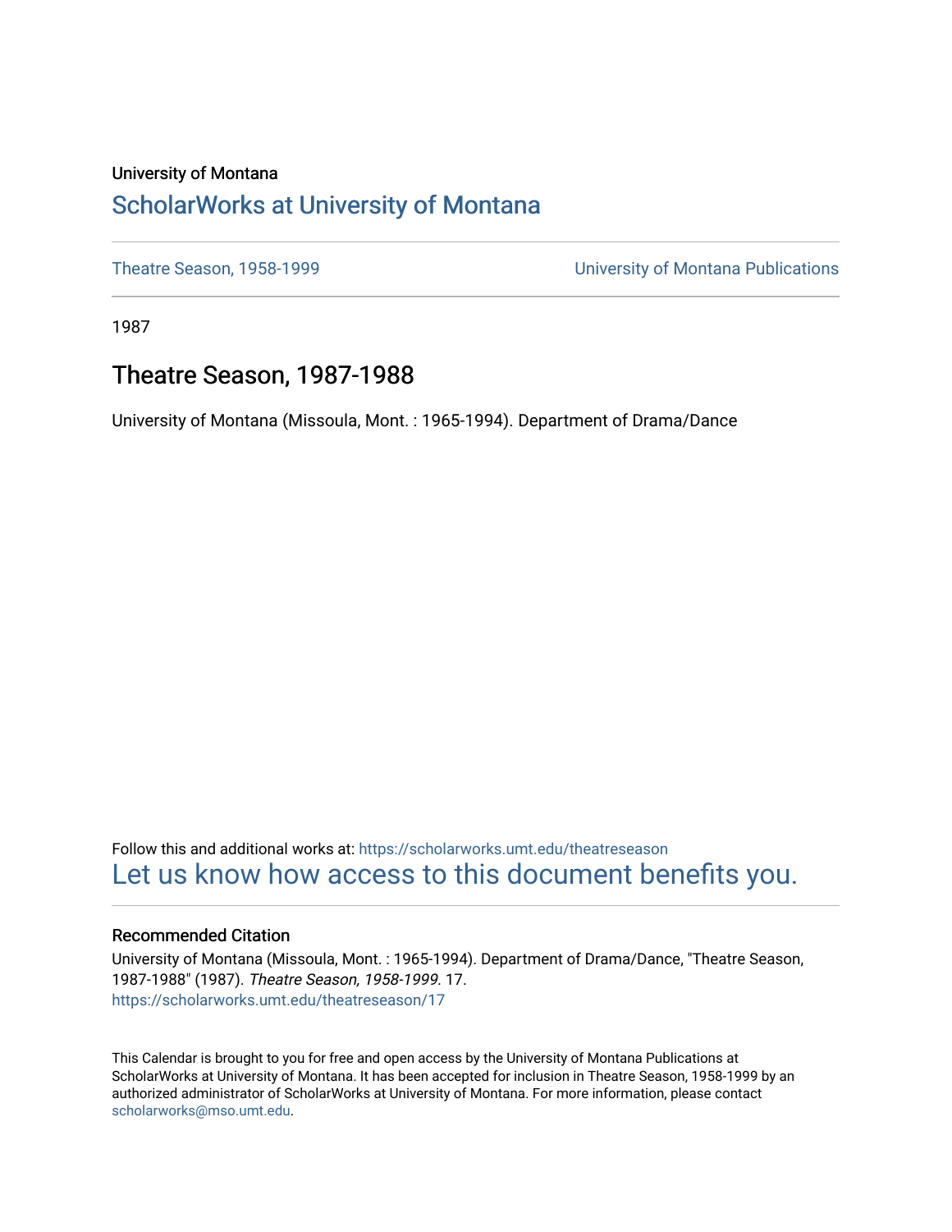University of Montana

# ScholarWorks at University of Montana

Theatre Season, 1958-1999 | University of Montana Publications

1987

## Theatre Season, 1987-1988

University of Montana (Missoula, Mont. : 1965-1994). Department of Drama/Dance

Follow this and additional works at: https://scholarworks.umt.edu/theatreseason

Let us know how access to this document benefits you.

### Recommended Citation

University of Montana (Missoula, Mont. : 1965-1994). Department of Drama/Dance, "Theatre Season, 1987-1988" (1987). *Theatre Season, 1958-1999*. 17.
https://scholarworks.umt.edu/theatreseason/17

This Calendar is brought to you for free and open access by the University of Montana Publications at ScholarWorks at University of Montana. It has been accepted for inclusion in Theatre Season, 1958-1999 by an authorized administrator of ScholarWorks at University of Montana. For more information, please contact scholarworks@mso.umt.edu.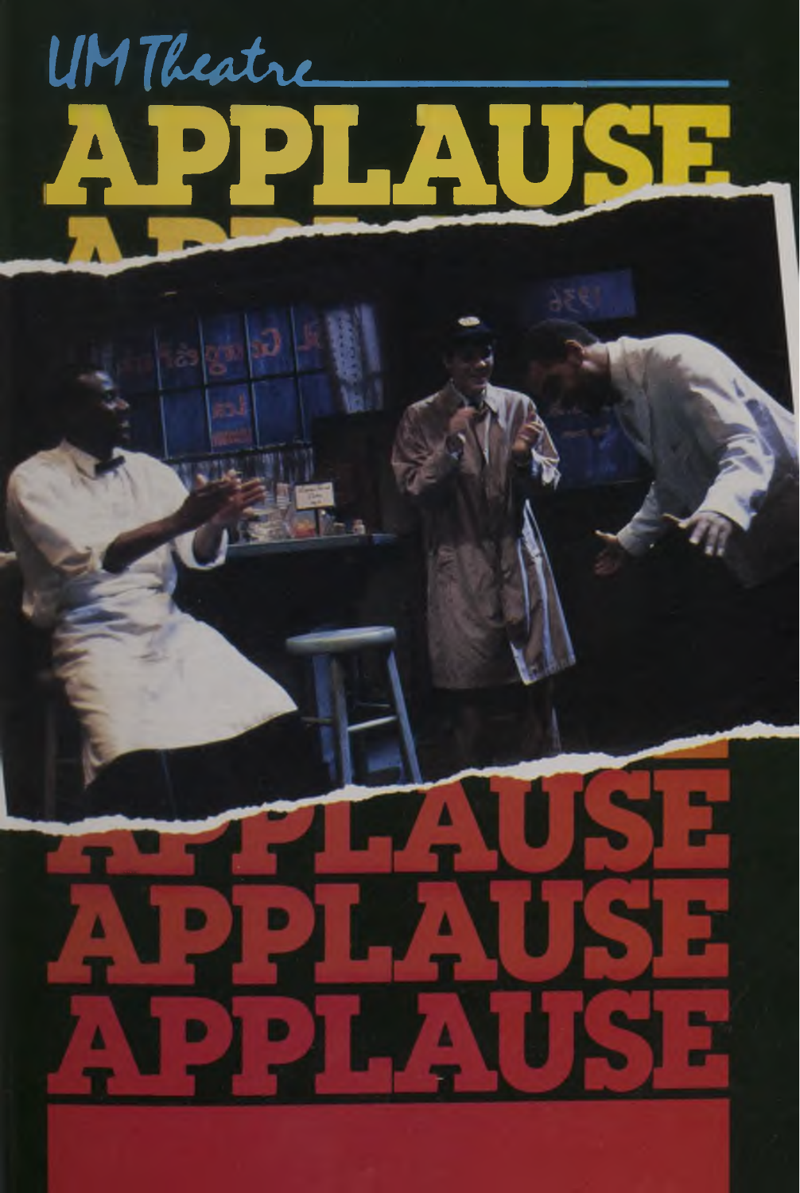UM Theatre

# APPLAUSE

# APPLAUSE
# APPLAUSE
# APPLAUSE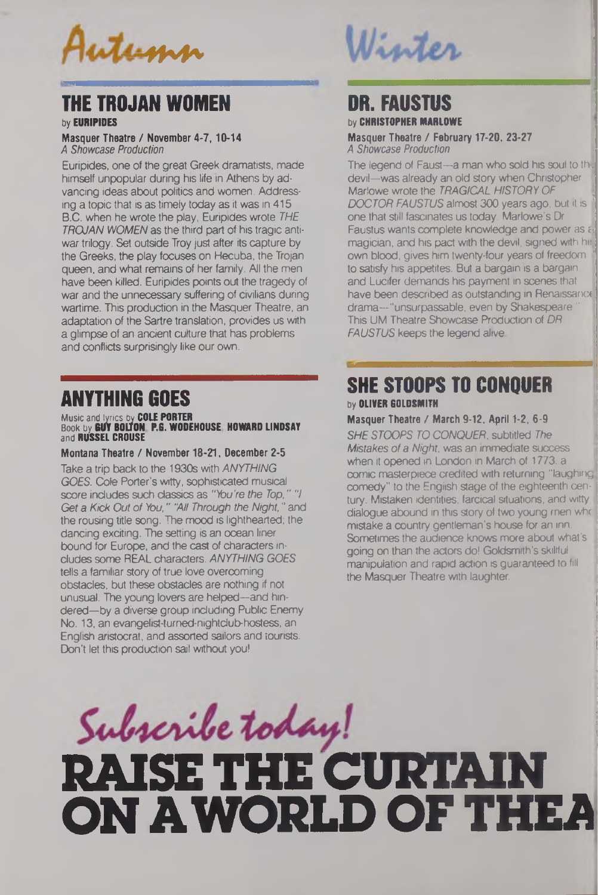# Autumn

## THE TROJAN WOMEN

by **EURIPIDES**

**Masquer Theatre / November 4-7, 10-14**
*A Showcase Production*

Euripides, one of the great Greek dramatists, made himself unpopular during his life in Athens by advancing ideas about politics and women. Addressing a topic that is as timely today as it was in 415 B.C. when he wrote the play, Euripides wrote *THE TROJAN WOMEN* as the third part of his tragic anti-war trilogy. Set outside Troy just after its capture by the Greeks, the play focuses on Hecuba, the Trojan queen, and what remains of her family. All the men have been killed. Euripides points out the tragedy of war and the unnecessary suffering of civilians during wartime. This production in the Masquer Theatre, an adaptation of the Sartre translation, provides us with a glimpse of an ancient culture that has problems and conflicts surprisingly like our own.

## ANYTHING GOES

Music and lyrics by **COLE PORTER**
Book by **GUY BOLTON, P.G. WODEHOUSE, HOWARD LINDSAY** and **RUSSEL CROUSE**

**Montana Theatre / November 18-21, December 2-5**

Take a trip back to the 1930s with *ANYTHING GOES*. Cole Porter's witty, sophisticated musical score includes such classics as *"You're the Top," "I Get a Kick Out of You," "All Through the Night,"* and the rousing title song. The mood is lighthearted; the dancing exciting. The setting is an ocean liner bound for Europe, and the cast of characters includes some REAL characters. *ANYTHING GOES* tells a familiar story of true love overcoming obstacles, but these obstacles are nothing if not unusual. The young lovers are helped—and hindered—by a diverse group including Public Enemy No. 13, an evangelist-turned-nightclub-hostess, an English aristocrat, and assorted sailors and tourists. Don't let this production sail without you!

# Winter

## DR. FAUSTUS

by **CHRISTOPHER MARLOWE**

**Masquer Theatre / February 17-20, 23-27**
*A Showcase Production*

The legend of Faust—a man who sold his soul to the devil—was already an old story when Christopher Marlowe wrote the *TRAGICAL HISTORY OF DOCTOR FAUSTUS* almost 300 years ago, but it is one that still fascinates us today. Marlowe's Dr Faustus wants complete knowledge and power as a magician, and his pact with the devil, signed with his own blood, gives him twenty-four years of freedom to satisfy his appetites. But a bargain is a bargain and Lucifer demands his payment in scenes that have been described as outstanding in Renaissance drama—"unsurpassable, even by Shakespeare." This UM Theatre Showcase Production of *DR FAUSTUS* keeps the legend alive.

## SHE STOOPS TO CONQUER

by **OLIVER GOLDSMITH**

**Masquer Theatre / March 9-12, April 1-2, 6-9**

*SHE STOOPS TO CONQUER*, subtitled *The Mistakes of a Night*, was an immediate success when it opened in London in March of 1773, a comic masterpiece credited with returning "laughing comedy" to the English stage of the eighteenth century. Mistaken identities, farcical situations, and witty dialogue abound in this story of two young men who mistake a country gentleman's house for an inn. Sometimes the audience knows more about what's going on than the actors do! Goldsmith's skillful manipulation and rapid action is guaranteed to fill the Masquer Theatre with laughter.

*Subscribe today!*

# RAISE THE CURTAIN ON A WORLD OF THEA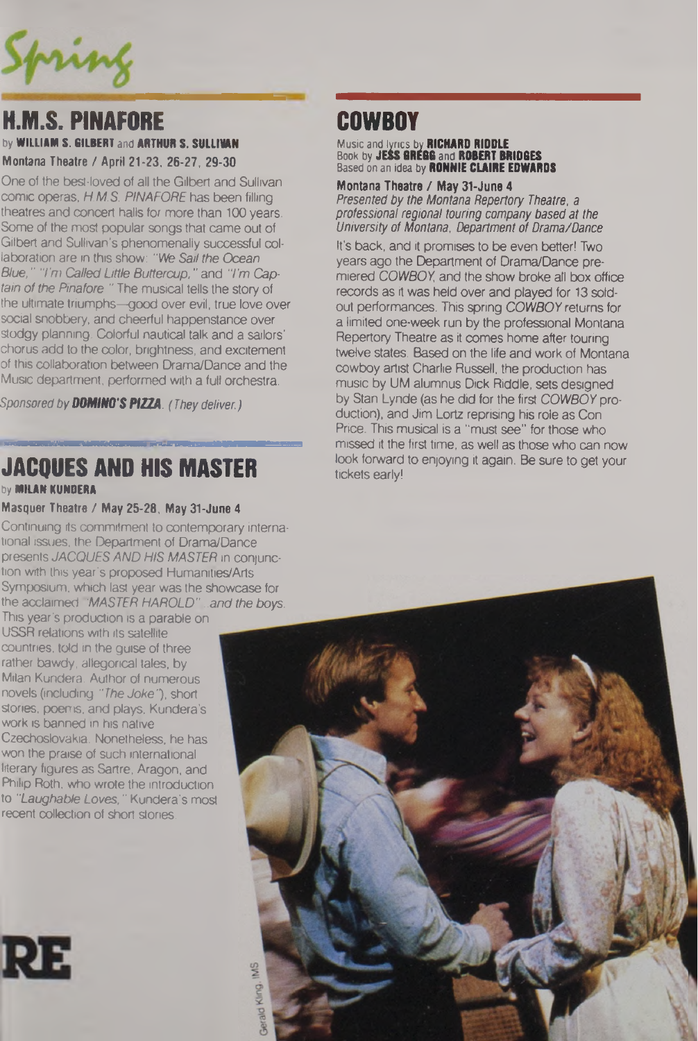# Spring

## H.M.S. PINAFORE

by **WILLIAM S. GILBERT** and **ARTHUR S. SULLIVAN**

**Montana Theatre / April 21-23, 26-27, 29-30**

One of the best-loved of all the Gilbert and Sullivan comic operas, *H.M.S. PINAFORE* has been filling theatres and concert halls for more than 100 years. Some of the most popular songs that came out of Gilbert and Sullivan's phenomenally successful collaboration are in this show: *"We Sail the Ocean Blue," "I'm Called Little Buttercup,"* and *"I'm Captain of the Pinafore."* The musical tells the story of the ultimate triumphs—good over evil, true love over social snobbery, and cheerful happenstance over stodgy planning. Colorful nautical talk and a sailors' chorus add to the color, brightness, and excitement of this collaboration between Drama/Dance and the Music department, performed with a full orchestra.

*Sponsored by* ***DOMINO'S PIZZA****. (They deliver.)*

## JACQUES AND HIS MASTER

by **MILAN KUNDERA**

**Masquer Theatre / May 25-28, May 31-June 4**

Continuing its commitment to contemporary international issues, the Department of Drama/Dance presents *JACQUES AND HIS MASTER* in conjunction with this year's proposed Humanities/Arts Symposium, which last year was the showcase for the acclaimed *"MASTER HAROLD"... and the boys.* This year's production is a parable on USSR relations with its satellite countries, told in the guise of three rather bawdy, allegorical tales, by Milan Kundera. Author of numerous novels (including *"The Joke"*), short stories, poems, and plays, Kundera's work is banned in his native Czechoslovakia. Nonetheless, he has won the praise of such international literary figures as Sartre, Aragon, and Philip Roth, who wrote the introduction to *"Laughable Loves,"* Kundera's most recent collection of short stories.

## COWBOY

Music and lyrics by **RICHARD RIDDLE**
Book by **JESS GREGG** and **ROBERT BRIDGES**
Based on an idea by **RONNIE CLAIRE EDWARDS**

**Montana Theatre / May 31-June 4**

*Presented by the Montana Repertory Theatre, a professional regional touring company based at the University of Montana, Department of Drama/Dance*

It's back, and it promises to be even better! Two years ago the Department of Drama/Dance premiered *COWBOY*, and the show broke all box office records as it was held over and played for 13 sold-out performances. This spring *COWBOY* returns for a limited one-week run by the professional Montana Repertory Theatre as it comes home after touring twelve states. Based on the life and work of Montana cowboy artist Charlie Russell, the production has music by UM alumnus Dick Riddle, sets designed by Stan Lynde (as he did for the first *COWBOY* production), and Jim Lortz reprising his role as Con Price. This musical is a "must see" for those who missed it the first time, as well as those who can now look forward to enjoying it again. Be sure to get your tickets early!

Gerald King, IMS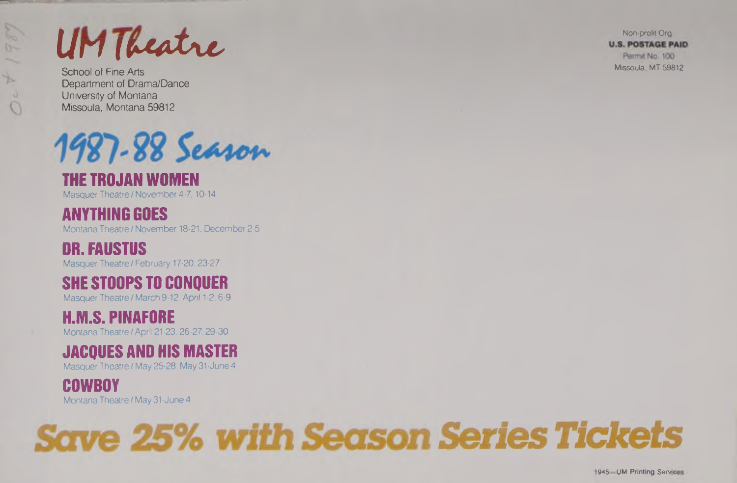# UM Theatre

School of Fine Arts
Department of Drama/Dance
University of Montana
Missoula, Montana 59812

Non-profit Org
**U.S. POSTAGE PAID**
Permit No. 100
Missoula, MT 59812

## 1987-88 Season

### THE TROJAN WOMEN
Masquer Theatre / November 4-7, 10-14

### ANYTHING GOES
Montana Theatre / November 18-21, December 2-5

### DR. FAUSTUS
Masquer Theatre / February 17-20, 23-27

### SHE STOOPS TO CONQUER
Masquer Theatre / March 9-12, April 1-2, 6-9

### H.M.S. PINAFORE
Montana Theatre / April 21-23, 26-27, 29-30

### JACQUES AND HIS MASTER
Masquer Theatre / May 25-28, May 31-June 4

### COWBOY
Montana Theatre / May 31-June 4

## Save 25% with Season Series Tickets

1945—UM Printing Services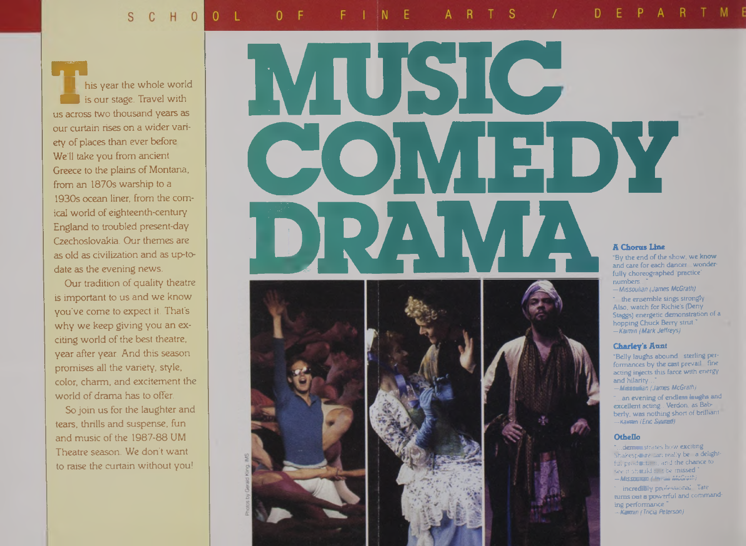SCHOOL OF FINE ARTS / DEPARTME

This year the whole world is our stage. Travel with us across two thousand years as our curtain rises on a wider variety of places than ever before. We'll take you from ancient Greece to the plains of Montana, from an 1870s warship to a 1930s ocean liner, from the comical world of eighteenth-century England to troubled present-day Czechoslovakia. Our themes are as old as civilization and as up-to-date as the evening news.

Our tradition of quality theatre is important to us and we know you've come to expect it. That's why we keep giving you an exciting world of the best theatre, year after year. And this season promises all the variety, style, color, charm, and excitement the world of drama has to offer.

So join us for the laughter and tears, thrills and suspense, fun and music of the 1987-88 UM Theatre season. We don't want to raise the curtain without you!

# MUSIC COMEDY DRAMA

Photos by Gerald Kings, IMS

**A Chorus Line**

"By the end of the show, we know and care for each dancer ... wonderfully choreographed 'practice' numbers ..."
—*Missoulian (James McGrath)*

"... the ensemble sings strongly. Also, watch for Richie's (Deny Staggs) energetic demonstration of a hopping Chuck Berry strut."
—*Kaimin (Mark Jeffreys)*

**Charley's Aunt**

"Belly laughs abound ... sterling performances by the cast prevail ... fine acting injects this farce with energy and hilarity ..."
—*Missoulian (James McGrath)*

"... an evening of endless laughs and excellent acting ... Verdon, as Babberly, was nothing short of brilliant."
—*Kaimin (Eric Syverud)*

**Othello**

"... demonstrates how exciting Shakespeare can really be ... a delightful production ... and the chance to see it should not be missed."
—*Missoulian (James McGrath)*

"... incredibly professional ... Tate turns out a powerful and commanding performance."
—*Kaimin (Tricia Peterson)*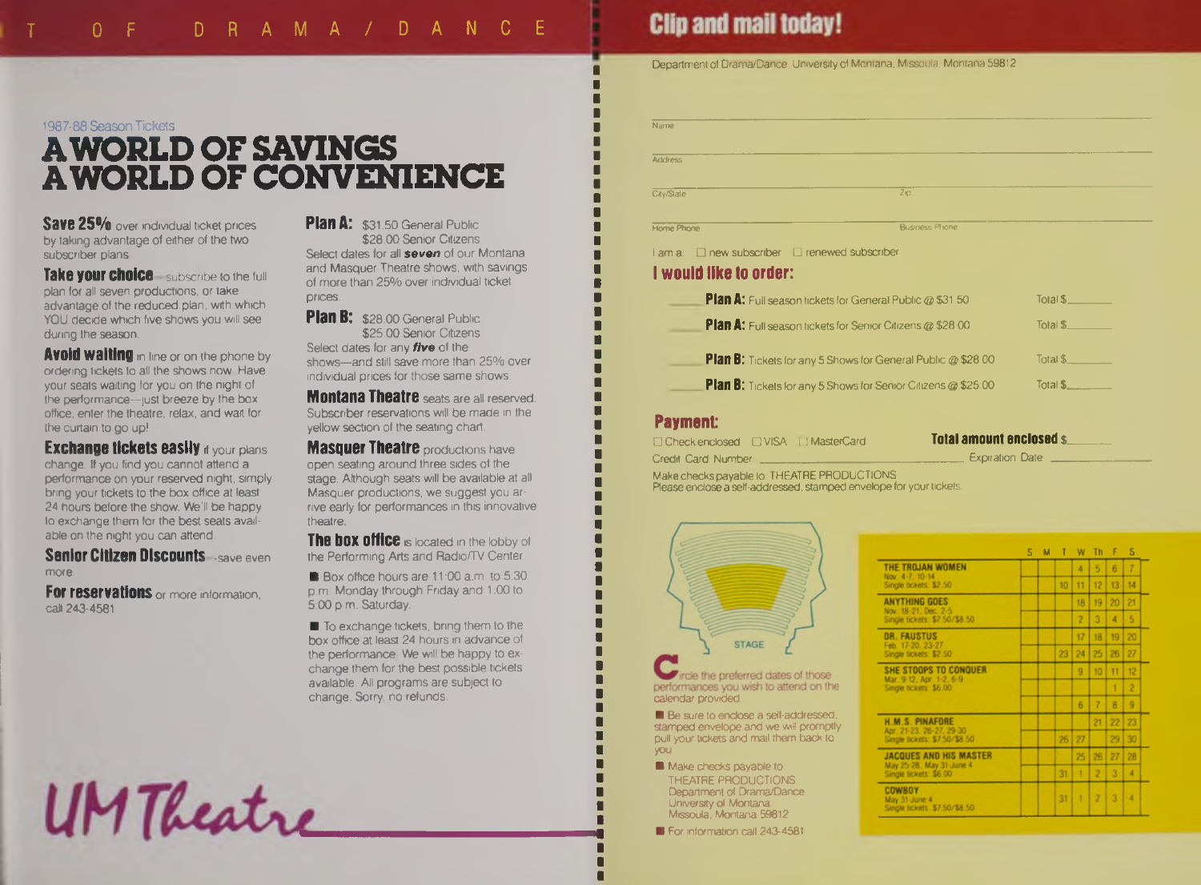1987-88 Season Tickets

# A WORLD OF SAVINGS A WORLD OF CONVENIENCE

**Save 25%** over individual ticket prices by taking advantage of either of the two subscriber plans.

**Take your choice**—subscribe to the full plan for all seven productions, or take advantage of the reduced plan, with which YOU decide which five shows you will see during the season.

**Avoid waiting** in line or on the phone by ordering tickets to all the shows now. Have your seats waiting for you on the night of the performance—just breeze by the box office, enter the theatre, relax, and wait for the curtain to go up!

**Exchange tickets easily** if your plans change. If you find you cannot attend a performance on your reserved night, simply bring your tickets to the box office at least 24 hours before the show. We'll be happy to exchange them for the best seats available on the night you can attend.

**Senior Citizen Discounts**—save even more.

**For reservations** or more information, call 243-4581

**Plan A:** $31.50 General Public
$28.00 Senior Citizens
Select dates for all ***seven*** of our Montana and Masquer Theatre shows, with savings of more than 25% over individual ticket prices.

**Plan B:** $28.00 General Public
$25.00 Senior Citizens
Select dates for any ***five*** of the shows—and still save more than 25% over individual prices for those same shows.

**Montana Theatre** seats are all reserved. Subscriber reservations will be made in the yellow section of the seating chart.

**Masquer Theatre** productions have open seating around three sides of the stage. Although seats will be available at all Masquer productions, we suggest you arrive early for performances in this innovative theatre.

**The box office** is located in the lobby of the Performing Arts and Radio/TV Center.

- Box office hours are 11:00 a.m. to 5:30 p.m. Monday through Friday and 1:00 to 5:00 p.m. Saturday.
- To exchange tickets, bring them to the box office at least 24 hours in advance of the performance. We will be happy to exchange them for the best possible tickets available. All programs are subject to change. Sorry, no refunds.

UM Theatre

## Clip and mail today!

Department of Drama/Dance, University of Montana, Missoula, Montana 59812

Name ______________________________

Address ______________________________

City/State ______________ Zip ______________

Home Phone ______________ Business Phone ______________

I am a: ☐ new subscriber ☐ renewed subscriber

## I would like to order:

_____ **Plan A:** Full season tickets for General Public @ $31.50 Total $_______

_____ **Plan A:** Full season tickets for Senior Citizens @ $28.00 Total $_______

_____ **Plan B:** Tickets for any 5 Shows for General Public @ $28.00 Total $_______

_____ **Plan B:** Tickets for any 5 Shows for Senior Citizens @ $25.00 Total $_______

## Payment:

☐ Check enclosed ☐ VISA ☐ MasterCard **Total amount enclosed** $_______

Credit Card Number ______________ Expiration Date ______________

Make checks payable to: THEATRE PRODUCTIONS
Please enclose a self-addressed, stamped envelope for your tickets.

STAGE

Circle the preferred dates of those performances you wish to attend on the calendar provided.

- Be sure to enclose a self-addressed, stamped envelope and we will promptly pull your tickets and mail them back to you.
- Make checks payable to: THEATRE PRODUCTIONS, Department of Drama/Dance, University of Montana, Missoula, Montana 59812
- For information call 243-4581

| | S | M | T | W | Th | F | S |
|---|---|---|---|---|---|---|---|
| **THE TROJAN WOMEN** Nov. 4-7, 10-14 Single tickets: $2.50 | | | | 4 | 5 | 6 | 7 |
| | | | 10 | 11 | 12 | 13 | 14 |
| **ANYTHING GOES** Nov. 18-21, Dec. 2-5 Single tickets: $7.50/$8.50 | | | | 18 | 19 | 20 | 21 |
| | | | | 2 | 3 | 4 | 5 |
| **DR. FAUSTUS** Feb. 17-20, 23-27 Single tickets: $2.50 | | | | 17 | 18 | 19 | 20 |
| | | | 23 | 24 | 25 | 26 | 27 |
| **SHE STOOPS TO CONQUER** Mar. 9-12, Apr. 1-2, 6-9 Single tickets: $6.00 | | | | 9 | 10 | 11 | 12 |
| | | | | | | 1 | 2 |
| | | | | 6 | 7 | 8 | 9 |
| **H.M.S. PINAFORE** Apr. 21-23, 26-27, 29-30 Single tickets: $7.50/$8.50 | | | | | 21 | 22 | 23 |
| | | | 26 | 27 | | 29 | 30 |
| **JACQUES AND HIS MASTER** May 25-28, May 31-June 4 Single tickets: $6.00 | | | | 25 | 26 | 27 | 28 |
| | | | 31 | 1 | 2 | 3 | 4 |
| **COWBOY** May 31-June 4 Single tickets: $7.50/$8.50 | | | 31 | 1 | 2 | 3 | 4 |